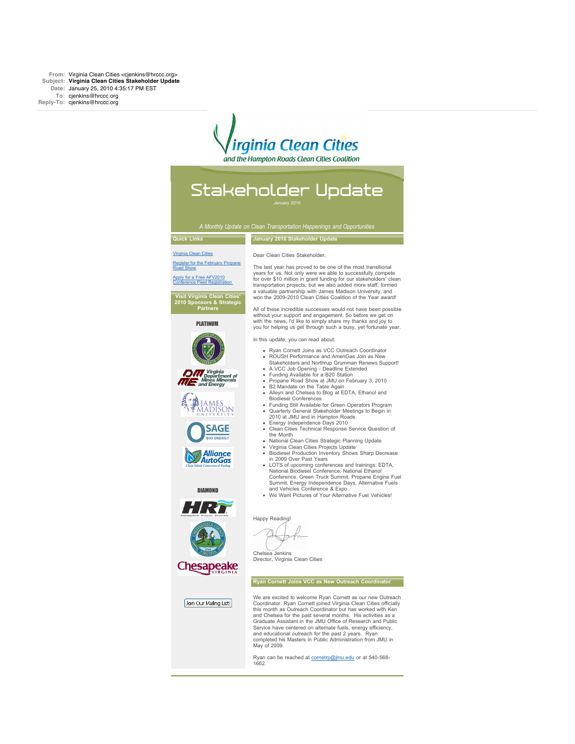**From:** Virginia Clean Cities <cjenkins@hrccc.org>
**Subject:** **Virginia Clean Cities Stakeholder Update**
**Date:** January 25, 2010 4:35:17 PM EST
**To:** cjenkins@hrccc.org
**Reply-To:** cjenkins@hrccc.org

Virginia Clean Cities

*and the Hampton Roads Clean Cities Coalition*

# Stakeholder Update

January 2010

*A Monthly Update on Clean Transportation Happenings and Opportunities*

**Quick Links**

[Virginia Clean Cities]()

[Register for the February Propane Road Show]()

[Apply for a Free AFV2010 Conference Fleet Registration]()

**Visit Virginia Clean Cities' 2010 Sponsors & Strategic Partners**

**PLATINUM**

**DIAMOND**

Join Our Mailing List!

## January 2010 Stakeholder Update

Dear Clean Cities Stakeholder,

The last year has proved to be one of the most transitional years for us. Not only were we able to successfully compete for over $10 million in grant funding for our stakeholders' clean transportation projects, but we also added more staff, formed a valuable partnership with James Madison University, and won the 2009-2010 Clean Cities Coalition of the Year award!

All of these incredible successes would not have been possible without your support and engagement. So before we get on with the news, I'd like to simply share my thanks and joy to you for helping us get through such a busy, yet fortunate year.

In this update, you can read about:

- Ryan Cornett Joins as VCC Outreach Coordinator
- ROUSH Performance and AmeriGas Join as New Stakeholders and Northrup Grumman Renews Support!
- A VCC Job Opening - Deadline Extended
- Funding Available for a B20 Station
- Propane Road Show at JMU on February 3, 2010
- B2 Mandate on the Table Again
- Alleyn and Chelsea to Blog at EDTA, Ethanol and Biodiesel Conferences
- Funding Still Available for Green Operators Program
- Quarterly General Stakeholder Meetings to Begin in 2010 at JMU and in Hampton Roads
- Energy Independence Days 2010
- Clean Cities Technical Response Service Question of the Month
- National Clean Cities Strategic Planning Update
- Virginia Clean Cities Projects Update
- Biodiesel Production Inventory Shows Sharp Decrease in 2009 Over Past Years
- LOTS of upcoming conferences and trainings: EDTA, National Biodiesel Conference, National Ethanol Conference, Green Truck Summit, Propane Engine Fuel Summit, Energy Independence Days, Alternative Fuels and Vehicles Conference & Expo..
- We Want Pictures of Your Alternative Fuel Vehicles!

Happy Reading!

Chelsea Jenkins
Director, Virginia Clean Cities

## Ryan Cornett Joins VCC as New Outreach Coordinator

We are excited to welcome Ryan Cornett as our new Outreach Coordinator. Ryan Cornett joined Virginia Clean Cities officially this month as Outreach Coordinator but has worked with Ken and Chelsea for the past several months. His activities as a Graduate Assistant in the JMU Office of Research and Public Service have centered on alternate fuels, energy efficiency, and educational outreach for the past 2 years. Ryan completed his Masters in Public Administration from JMU in May of 2009.

Ryan can be reached at [cornetrp@jmu.edu]() or at 540-568-1662.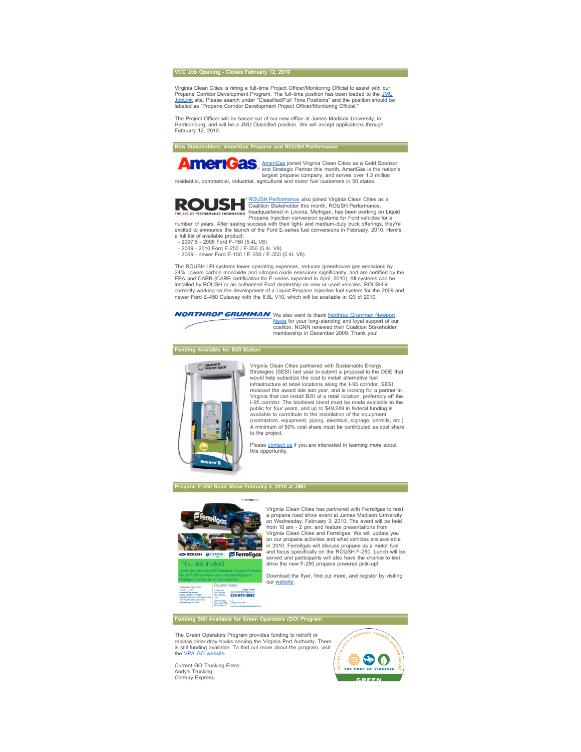## VCC Job Opening - Closes February 12, 2010

Virginia Clean Cities is hiring a full-time Project Officer/Monitoring Official to assist with our Propane Corridor Development Program. The full-time position has been loaded to the JMU JobLink site. Please search under "Classified/Full Time Positions" and the position should be labeled as "Propane Corridor Development Project Officer/Monitoring Official."

The Project Officer will be based out of our new office at James Madison University, in Harrisonburg, and will be a JMU Classified position. We will accept applications through February 12, 2010.

## New Stakeholders: AmeriGas Propane and ROUSH Performance

AmeriGas joined Virginia Clean Cities as a Gold Sponsor and Strategic Partner this month. AmeriGas is the nation's largest propane company, and serves over 1.3 million residential, commercial, industrial, agricultural and motor fuel customers in 50 states.

ROUSH Performance also joined Virginia Clean Cities as a Coalition Stakeholder this month. ROUSH Performance, headquartered in Livonia, Michigan, has been working on Liquid Propane Injection conversion systems for Ford vehicles for a number of years. After seeing success with their light- and medium-duty truck offerings, they're excited to announce the launch of the Ford E-series fuel conversions in February, 2010. Here's a full list of available product:

- 2007.5 - 2008 Ford F-150 (5.4L V8)
- 2009 - 2010 Ford F-250 / F-350 (5.4L V8)
- 2009 - newer Ford E-150 / E-250 / E-350 (5.4L V8)

The ROUSH LPI systems lower operating expenses, reduces greenhouse gas emissions by 24%, lowers carbon monoxide and nitrogen oxide emissions significantly, and are certified by the EPA and CARB (CARB certification for E-series expected in April, 2010). All systems can be installed by ROUSH or an authorized Ford dealership on new or used vehicles. ROUSH is currently working on the development of a Liquid Propane Injection fuel system for the 2009 and newer Ford E-450 Cutaway with the 6.8L V10, which will be available in Q3 of 2010.

We also want to thank Northrop Grumman Newport News for your long-standing and loyal support of our coaliton. NGNN renewed their Coalition Stakeholder membership in December 2009. Thank you!

## Funding Available for B20 Station

Virginia Clean Cities partnered with Sustainable Energy Strategies (SESI) last year to submit a proposal to the DOE that would help subsidize the cost to install alternative fuel infrastructure at retail locations along the I-95 corridor. SESI received the award late last year, and is looking for a partner in Virginia that can install B20 at a retail location, preferably off the I-95 corridor. The biodiesel blend must be made available to the public for four years, and up to $49,249 in federal funding is available to contribute to the installation of the equipment (contractors, equipment, piping, electrical, signage, permits, etc.). A minimum of 50% cost share must be contributed as cost share to the project.

Please contact us if you are interested in learning more about this opportunity.

## Propane F-250 Road Show February 3, 2010 at JMU

Virginia Clean Cities has partnered with Ferrellgas to host a propane road show event at James Madison University on Wednesday, February 3, 2010. The event will be held from 10 am - 2 pm, and feature presentations from Virginia Clean Cities and Ferrellgas. We will update you on our propane activities and what vehicles are available in 2010. Ferrellgas will discuss propane as a motor fuel and focus specifically on the ROUSH F-250. Lunch will be served and participants will also have the chance to test drive the new F-250 propane powered pick-up!

Download the flyer, find out more, and register by visiting our website.

## Funding Still Available for Green Operators (GO) Program

The Green Operators Program provides funding to retrofit or replace older dray trucks serving the Virginia Port Authority. There is still funding available. To find out more about the program, visit the VPA GO website.

Current GO Trucking Firms:
Andy's Trucking
Century Express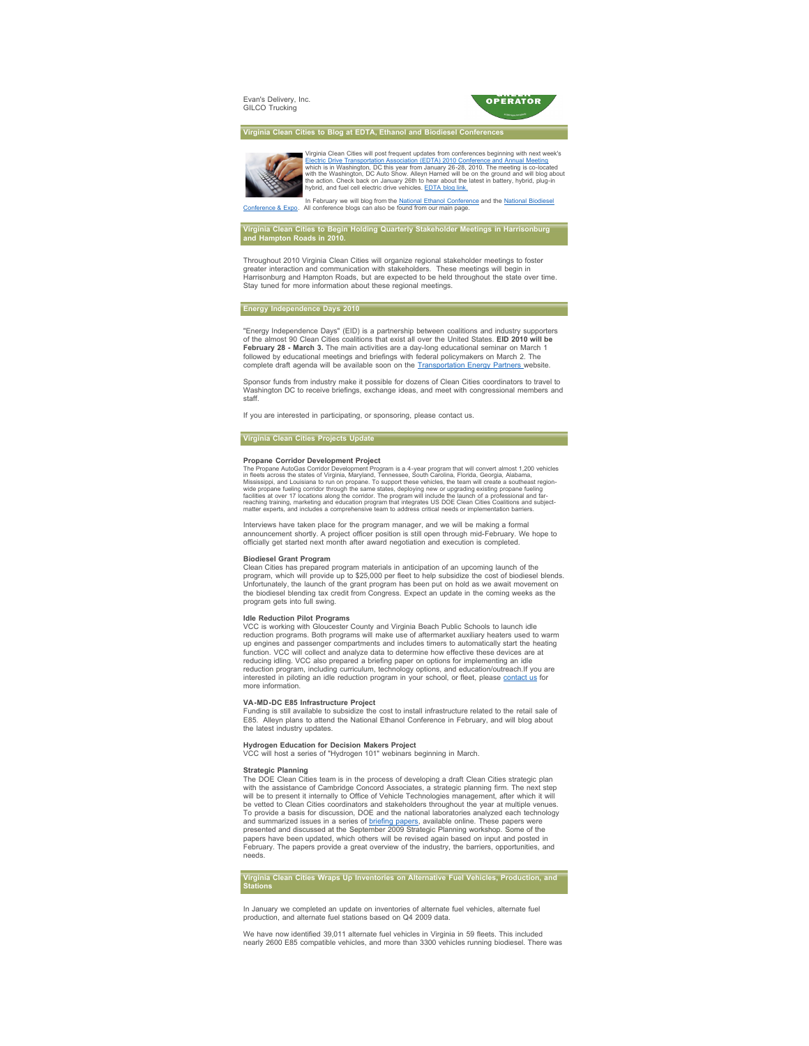Evan's Delivery, Inc.
GILCO Trucking

## Virginia Clean Cities to Blog at EDTA, Ethanol and Biodiesel Conferences

Virginia Clean Cities will post frequent updates from conferences beginning with next week's Electric Drive Transportation Association (EDTA) 2010 Conference and Annual Meeting which is in Washington, DC this year from January 26-28, 2010. The meeting is co-located with the Washington, DC Auto Show. Alleyn Harned will be on the ground and will blog about the action. Check back on January 26th to hear about the latest in battery, hybrid, plug-in hybrid, and fuel cell electric drive vehicles. EDTA blog link.

In February we will blog from the National Ethanol Conference and the National Biodiesel Conference & Expo. All conference blogs can also be found from our main page.

## Virginia Clean Cities to Begin Holding Quarterly Stakeholder Meetings in Harrisonburg and Hampton Roads in 2010.

Throughout 2010 Virginia Clean Cities will organize regional stakeholder meetings to foster greater interaction and communication with stakeholders. These meetings will begin in Harrisonburg and Hampton Roads, but are expected to be held throughout the state over time. Stay tuned for more information about these regional meetings.

## Energy Independence Days 2010

"Energy Independence Days" (EID) is a partnership between coalitions and industry supporters of the almost 90 Clean Cities coalitions that exist all over the United States. **EID 2010 will be February 28 - March 3.** The main activities are a day-long educational seminar on March 1 followed by educational meetings and briefings with federal policymakers on March 2. The complete draft agenda will be available soon on the Transportation Energy Partners website.

Sponsor funds from industry make it possible for dozens of Clean Cities coordinators to travel to Washington DC to receive briefings, exchange ideas, and meet with congressional members and staff.

If you are interested in participating, or sponsoring, please contact us.

## Virginia Clean Cities Projects Update

**Propane Corridor Development Project**
The Propane AutoGas Corridor Development Program is a 4-year program that will convert almost 1,200 vehicles in fleets across the states of Virginia, Maryland, Tennessee, South Carolina, Florida, Georgia, Alabama, Mississippi, and Louisiana to run on propane. To support these vehicles, the team will create a southeast region-wide propane fueling corridor through the same states, deploying new or upgrading existing propane fueling facilities at over 17 locations along the corridor. The program will include the launch of a professional and far-reaching training, marketing and education program that integrates US DOE Clean Cities Coalitions and subject-matter experts, and includes a comprehensive team to address critical needs or implementation barriers.

Interviews have taken place for the program manager, and we will be making a formal announcement shortly. A project officer position is still open through mid-February. We hope to officially get started next month after award negotiation and execution is completed.

**Biodiesel Grant Program**
Clean Cities has prepared program materials in anticipation of an upcoming launch of the program, which will provide up to $25,000 per fleet to help subsidize the cost of biodiesel blends. Unfortunately, the launch of the grant program has been put on hold as we await movement on the biodiesel blending tax credit from Congress. Expect an update in the coming weeks as the program gets into full swing.

**Idle Reduction Pilot Programs**
VCC is working with Gloucester County and Virginia Beach Public Schools to launch idle reduction programs. Both programs will make use of aftermarket auxiliary heaters used to warm up engines and passenger compartments and includes timers to automatically start the heating function. VCC will collect and analyze data to determine how effective these devices are at reducing idling. VCC also prepared a briefing paper on options for implementing an idle reduction program, including curriculum, technology options, and education/outreach.If you are interested in piloting an idle reduction program in your school, or fleet, please contact us for more information.

**VA-MD-DC E85 Infrastructure Project**
Funding is still available to subsidize the cost to install infrastructure related to the retail sale of E85. Alleyn plans to attend the National Ethanol Conference in February, and will blog about the latest industry updates.

**Hydrogen Education for Decision Makers Project**
VCC will host a series of "Hydrogen 101" webinars beginning in March.

**Strategic Planning**
The DOE Clean Cities team is in the process of developing a draft Clean Cities strategic plan with the assistance of Cambridge Concord Associates, a strategic planning firm. The next step will be to present it internally to Office of Vehicle Technologies management, after which it will be vetted to Clean Cities coordinators and stakeholders throughout the year at multiple venues. To provide a basis for discussion, DOE and the national laboratories analyzed each technology and summarized issues in a series of briefing papers, available online. These papers were presented and discussed at the September 2009 Strategic Planning workshop. Some of the papers have been updated, which others will be revised again based on input and posted in February. The papers provide a great overview of the industry, the barriers, opportunities, and needs.

## Virginia Clean Cities Wraps Up Inventories on Alternative Fuel Vehicles, Production, and Stations

In January we completed an update on inventories of alternate fuel vehicles, alternate fuel production, and alternate fuel stations based on Q4 2009 data.

We have now identified 39,011 alternate fuel vehicles in Virginia in 59 fleets. This included nearly 2600 E85 compatible vehicles, and more than 3300 vehicles running biodiesel. There was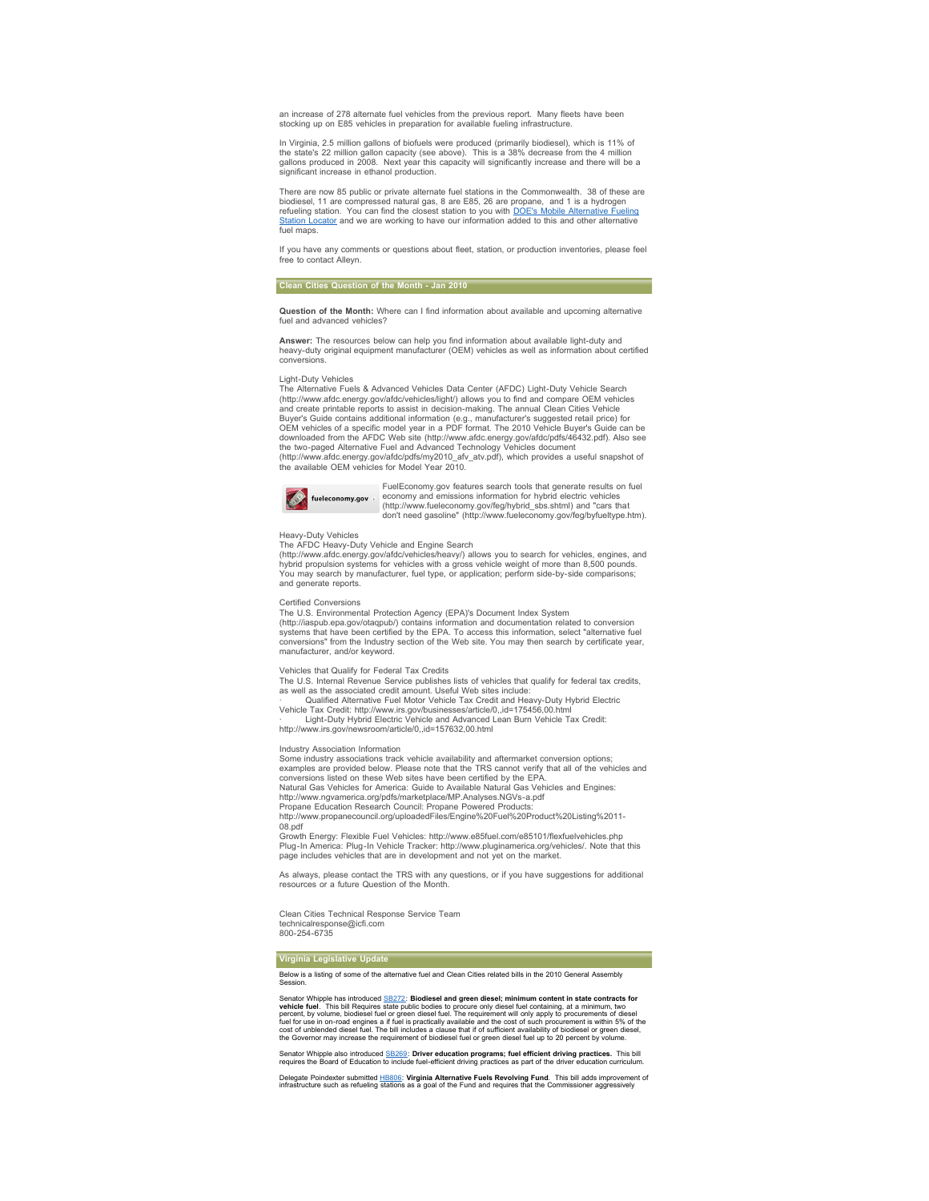an increase of 278 alternate fuel vehicles from the previous report. Many fleets have been stocking up on E85 vehicles in preparation for available fueling infrastructure.

In Virginia, 2.5 million gallons of biofuels were produced (primarily biodiesel), which is 11% of the state's 22 million gallon capacity (see above). This is a 38% decrease from the 4 million gallons produced in 2008. Next year this capacity will significantly increase and there will be a significant increase in ethanol production.

There are now 85 public or private alternate fuel stations in the Commonwealth. 38 of these are biodiesel, 11 are compressed natural gas, 8 are E85, 26 are propane, and 1 is a hydrogen refueling station. You can find the closest station to you with DOE's Mobile Alternative Fueling Station Locator and we are working to have our information added to this and other alternative fuel maps.

If you have any comments or questions about fleet, station, or production inventories, please feel free to contact Alleyn.

## Clean Cities Question of the Month - Jan 2010

**Question of the Month:** Where can I find information about available and upcoming alternative fuel and advanced vehicles?

**Answer:** The resources below can help you find information about available light-duty and heavy-duty original equipment manufacturer (OEM) vehicles as well as information about certified conversions.

Light-Duty Vehicles
The Alternative Fuels & Advanced Vehicles Data Center (AFDC) Light-Duty Vehicle Search (http://www.afdc.energy.gov/afdc/vehicles/light/) allows you to find and compare OEM vehicles and create printable reports to assist in decision-making. The annual Clean Cities Vehicle Buyer's Guide contains additional information (e.g., manufacturer's suggested retail price) for OEM vehicles of a specific model year in a PDF format. The 2010 Vehicle Buyer's Guide can be downloaded from the AFDC Web site (http://www.afdc.energy.gov/afdc/pdfs/46432.pdf). Also see the two-paged Alternative Fuel and Advanced Technology Vehicles document (http://www.afdc.energy.gov/afdc/pdfs/my2010_afv_atv.pdf), which provides a useful snapshot of the available OEM vehicles for Model Year 2010.

fueleconomy.gov

FuelEconomy.gov features search tools that generate results on fuel economy and emissions information for hybrid electric vehicles (http://www.fueleconomy.gov/feg/hybrid_sbs.shtml) and "cars that don't need gasoline" (http://www.fueleconomy.gov/feg/byfueltype.htm).

Heavy-Duty Vehicles
The AFDC Heavy-Duty Vehicle and Engine Search (http://www.afdc.energy.gov/afdc/vehicles/heavy/) allows you to search for vehicles, engines, and hybrid propulsion systems for vehicles with a gross vehicle weight of more than 8,500 pounds. You may search by manufacturer, fuel type, or application; perform side-by-side comparisons; and generate reports.

Certified Conversions
The U.S. Environmental Protection Agency (EPA)'s Document Index System (http://iaspub.epa.gov/otaqpub/) contains information and documentation related to conversion systems that have been certified by the EPA. To access this information, select "alternative fuel conversions" from the Industry section of the Web site. You may then search by certificate year, manufacturer, and/or keyword.

Vehicles that Qualify for Federal Tax Credits
The U.S. Internal Revenue Service publishes lists of vehicles that qualify for federal tax credits, as well as the associated credit amount. Useful Web sites include:

- Qualified Alternative Fuel Motor Vehicle Tax Credit and Heavy-Duty Hybrid Electric Vehicle Tax Credit: http://www.irs.gov/businesses/article/0,,id=175456,00.html
- Light-Duty Hybrid Electric Vehicle and Advanced Lean Burn Vehicle Tax Credit: http://www.irs.gov/newsroom/article/0,,id=157632,00.html

Industry Association Information
Some industry associations track vehicle availability and aftermarket conversion options; examples are provided below. Please note that the TRS cannot verify that all of the vehicles and conversions listed on these Web sites have been certified by the EPA.
Natural Gas Vehicles for America: Guide to Available Natural Gas Vehicles and Engines: http://www.ngvamerica.org/pdfs/marketplace/MP.Analyses.NGVs-a.pdf
Propane Education Research Council: Propane Powered Products: http://www.propanecouncil.org/uploadedFiles/Engine%20Fuel%20Product%20Listing%2011-08.pdf
Growth Energy: Flexible Fuel Vehicles: http://www.e85fuel.com/e85101/flexfuelvehicles.php
Plug-In America: Plug-In Vehicle Tracker: http://www.pluginamerica.org/vehicles/. Note that this page includes vehicles that are in development and not yet on the market.

As always, please contact the TRS with any questions, or if you have suggestions for additional resources or a future Question of the Month.

Clean Cities Technical Response Service Team
technicalresponse@icfi.com
800-254-6735

## Virginia Legislative Update

Below is a listing of some of the alternative fuel and Clean Cities related bills in the 2010 General Assembly Session.

Senator Whipple has introduced SB272: **Biodiesel and green diesel; minimum content in state contracts for vehicle fuel**. This bill Requires state public bodies to procure only diesel fuel containing, at a minimum, two percent, by volume, biodiesel fuel or green diesel fuel. The requirement will only apply to procurements of diesel fuel for use in on-road engines a if fuel is practically available and the cost of such procurement is within 5% of the cost of unblended diesel fuel. The bill includes a clause that if of sufficient availability of biodiesel or green diesel, the Governor may increase the requirement of biodiesel fuel or green diesel fuel up to 20 percent by volume.

Senator Whipple also introduced SB269: **Driver education programs; fuel efficient driving practices.** This bill requires the Board of Education to include fuel-efficient driving practices as part of the driver education curriculum.

Delegate Poindexter submitted HB806: **Virginia Alternative Fuels Revolving Fund**. This bill adds improvement of infrastructure such as refueling stations as a goal of the Fund and requires that the Commissioner aggressively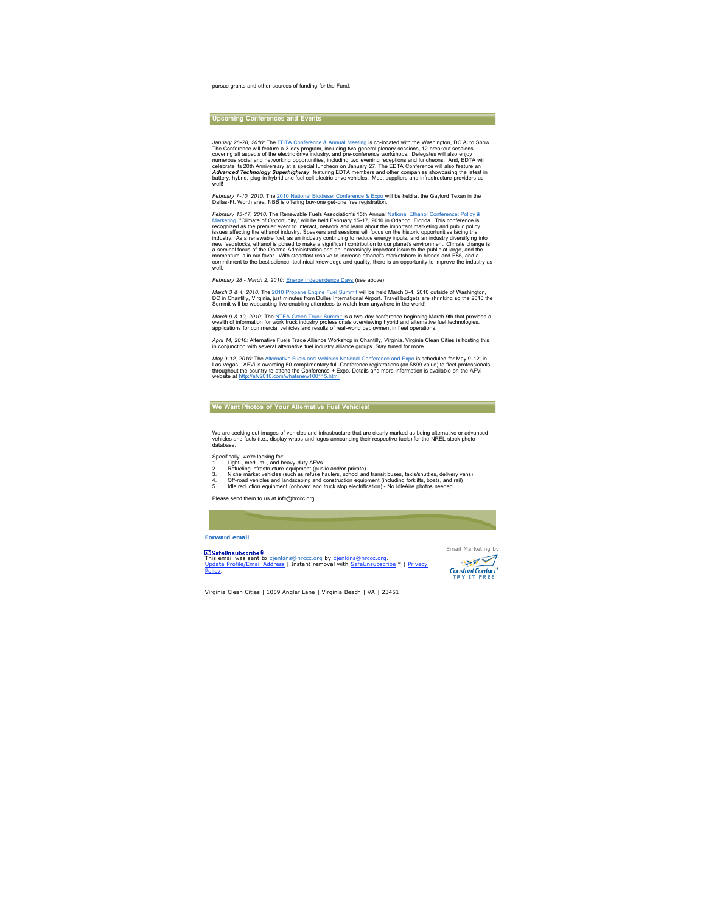pursue grants and other sources of funding for the Fund.

## Upcoming Conferences and Events

*January 26-28, 2010:* The EDTA Conference & Annual Meeting is co-located with the Washington, DC Auto Show. The Conference will feature a 3 day program, including two general plenary sessions, 12 breakout sessions covering all aspects of the electric drive industry, and pre-conference workshops. Delegates will also enjoy numerous social and networking opportunities, including two evening receptions and luncheons. And, EDTA will celebrate its 20th Anniversary at a special luncheon on January 27. The EDTA Conference will also feature an ***Advanced Technology Superhighway***, featuring EDTA members and other companies showcasing the latest in battery, hybrid, plug-in hybrid and fuel cell electric drive vehicles. Meet suppliers and infrastructure providers as well!

*February 7-10, 2010:* The 2010 National Biodiesel Conference & Expo will be held at the Gaylord Texan in the Dallas-Ft. Worth area. NBB is offering buy-one get-one free registration.

*Febraury 15-17, 2010:* The Renewable Fuels Association's 15th Annual National Ethanol Conference: Policy & Marketing, "Climate of Opportunity," will be held February 15-17, 2010 in Orlando, Florida. This conference is recognized as the premier event to interact, network and learn about the important marketing and public policy issues affecting the ethanol industry. Speakers and sessions will focus on the historic opportunities facing the industry. As a renewable fuel, as an industry continuing to reduce energy inputs, and an industry diversifying into new feedstocks, ethanol is poised to make a significant contribution to our planet's environment. Climate change is a seminal focus of the Obama Administration and an increasingly important issue to the public at large, and the momentum is in our favor. With steadfast resolve to increase ethanol's marketshare in blends and E85, and a commitment to the best science, technical knowledge and quality, there is an opportunity to improve the industry as well.

*February 28 - March 2, 2010*: Energy Independence Days (see above)

*March 3 & 4, 2010:* The 2010 Propane Engine Fuel Summit will be held March 3-4, 2010 outside of Washington, DC in Chantilly, Virginia, just minutes from Dulles International Airport. Travel budgets are shrinking so the 2010 the Summit will be webcasting live enabling attendees to watch from anywhere in the world!

*March 9 & 10, 2010*: The NTEA Green Truck Summit is a two-day conference beginning March 9th that provides a wealth of information for work truck industry professionals overviewing hybrid and alternative fuel technologies, applications for commercial vehicles and results of real-world deployment in fleet operations.

*April 14, 2010:* Alternative Fuels Trade Alliance Workshop in Chantilly, Virginia. Virginia Clean Cities is hosting this in conjunction with several alternative fuel industry alliance groups. Stay tuned for more.

*May 9-12, 2010:* The Alternative Fuels and Vehicles National Conference and Expo is scheduled for May 9-12, in Las Vegas. AFVi is awarding 50 complimentary full-Conference registrations (an $899 value) to fleet professionals throughout the country to attend the Conference + Expo. Details and more information is available on the AFVi website at http://afv2010.com/whatsnew100115.html

## We Want Photos of Your Alternative Fuel Vehicles!

We are seeking out images of vehicles and infrastructure that are clearly marked as being alternative or advanced vehicles and fuels (i.e., display wraps and logos announcing their respective fuels) for the NREL stock photo database.

Specifically, we're looking for:

1. Light-, medium-, and heavy-duty AFVs
2. Refueling infrastructure equipment (public and/or private)
3. Niche market vehicles (such as refuse haulers, school and transit buses, taxis/shuttles, delivery vans)
4. Off-road vehicles and landscaping and construction equipment (including forklifts, boats, and rail)
5. Idle reduction equipment (onboard and truck stop electrification) - No IdleAire photos needed

Please send them to us at info@hrccc.org.

**Forward email**

SafeUnsubscribe®
This email was sent to cjenkins@hrccc.org by cjenkins@hrccc.org.
Update Profile/Email Address | Instant removal with SafeUnsubscribe™ | Privacy Policy.

Email Marketing by Constant Contact® TRY IT FREE

Virginia Clean Cities | 1059 Angler Lane | Virginia Beach | VA | 23451